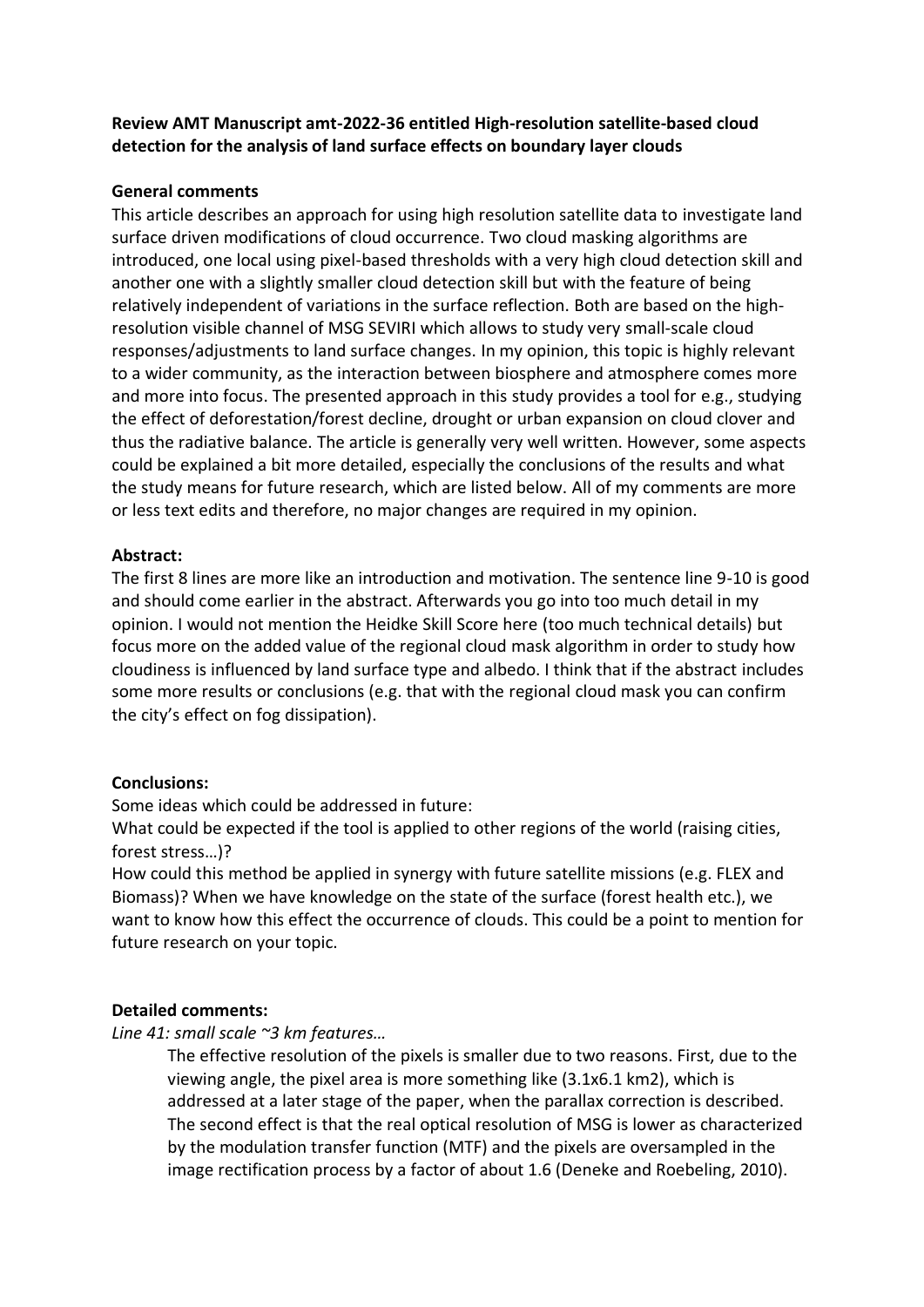**Review AMT Manuscript amt-2022-36 entitled High-resolution satellite-based cloud detection for the analysis of land surface effects on boundary layer clouds**

**General comments**

This article describes an approach for using high resolution satellite data to investigate land surface driven modifications of cloud occurrence. Two cloud masking algorithms are introduced, one local using pixel-based thresholds with a very high cloud detection skill and another one with a slightly smaller cloud detection skill but with the feature of being relatively independent of variations in the surface reflection. Both are based on the high-resolution visible channel of MSG SEVIRI which allows to study very small-scale cloud responses/adjustments to land surface changes. In my opinion, this topic is highly relevant to a wider community, as the interaction between biosphere and atmosphere comes more and more into focus. The presented approach in this study provides a tool for e.g., studying the effect of deforestation/forest decline, drought or urban expansion on cloud clover and thus the radiative balance. The article is generally very well written. However, some aspects could be explained a bit more detailed, especially the conclusions of the results and what the study means for future research, which are listed below. All of my comments are more or less text edits and therefore, no major changes are required in my opinion.

**Abstract:**

The first 8 lines are more like an introduction and motivation. The sentence line 9-10 is good and should come earlier in the abstract. Afterwards you go into too much detail in my opinion. I would not mention the Heidke Skill Score here (too much technical details) but focus more on the added value of the regional cloud mask algorithm in order to study how cloudiness is influenced by land surface type and albedo. I think that if the abstract includes some more results or conclusions (e.g. that with the regional cloud mask you can confirm the city's effect on fog dissipation).

**Conclusions:**

Some ideas which could be addressed in future:

What could be expected if the tool is applied to other regions of the world (raising cities, forest stress…)?

How could this method be applied in synergy with future satellite missions (e.g. FLEX and Biomass)? When we have knowledge on the state of the surface (forest health etc.), we want to know how this effect the occurrence of clouds. This could be a point to mention for future research on your topic.

**Detailed comments:**

*Line 41: small scale ~3 km features…*

> The effective resolution of the pixels is smaller due to two reasons. First, due to the viewing angle, the pixel area is more something like (3.1x6.1 km2), which is addressed at a later stage of the paper, when the parallax correction is described. The second effect is that the real optical resolution of MSG is lower as characterized by the modulation transfer function (MTF) and the pixels are oversampled in the image rectification process by a factor of about 1.6 (Deneke and Roebeling, 2010).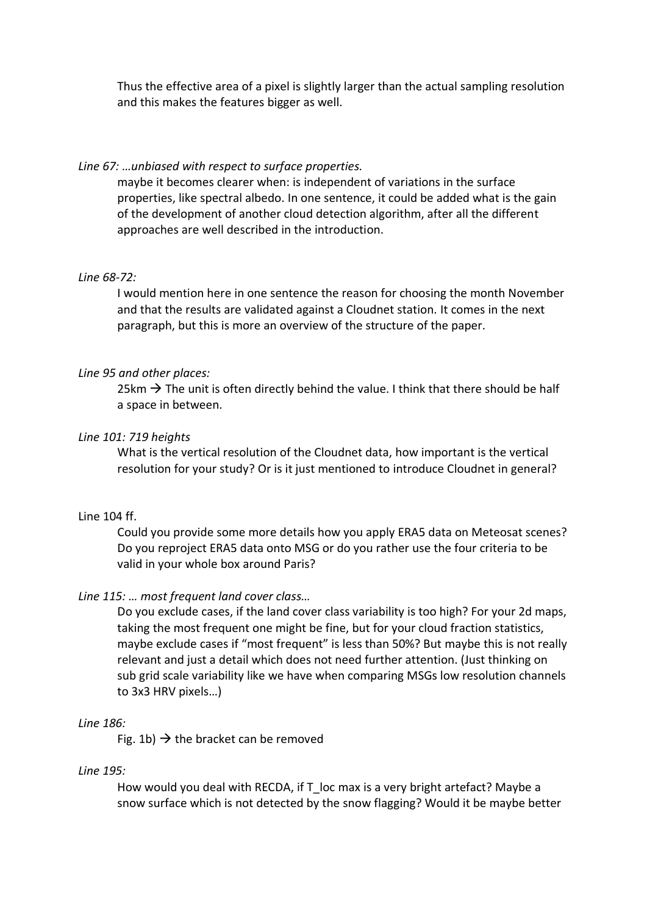Thus the effective area of a pixel is slightly larger than the actual sampling resolution and this makes the features bigger as well.

*Line 67: …unbiased with respect to surface properties.*

maybe it becomes clearer when: is independent of variations in the surface properties, like spectral albedo. In one sentence, it could be added what is the gain of the development of another cloud detection algorithm, after all the different approaches are well described in the introduction.

*Line 68-72:*

I would mention here in one sentence the reason for choosing the month November and that the results are validated against a Cloudnet station. It comes in the next paragraph, but this is more an overview of the structure of the paper.

*Line 95 and other places:*

25km → The unit is often directly behind the value. I think that there should be half a space in between.

*Line 101: 719 heights*

What is the vertical resolution of the Cloudnet data, how important is the vertical resolution for your study? Or is it just mentioned to introduce Cloudnet in general?

Line 104 ff.

Could you provide some more details how you apply ERA5 data on Meteosat scenes? Do you reproject ERA5 data onto MSG or do you rather use the four criteria to be valid in your whole box around Paris?

*Line 115: … most frequent land cover class…*

Do you exclude cases, if the land cover class variability is too high? For your 2d maps, taking the most frequent one might be fine, but for your cloud fraction statistics, maybe exclude cases if "most frequent" is less than 50%? But maybe this is not really relevant and just a detail which does not need further attention. (Just thinking on sub grid scale variability like we have when comparing MSGs low resolution channels to 3x3 HRV pixels…)

*Line 186:*

Fig. 1b) → the bracket can be removed

*Line 195:*

How would you deal with RECDA, if T_loc max is a very bright artefact? Maybe a snow surface which is not detected by the snow flagging? Would it be maybe better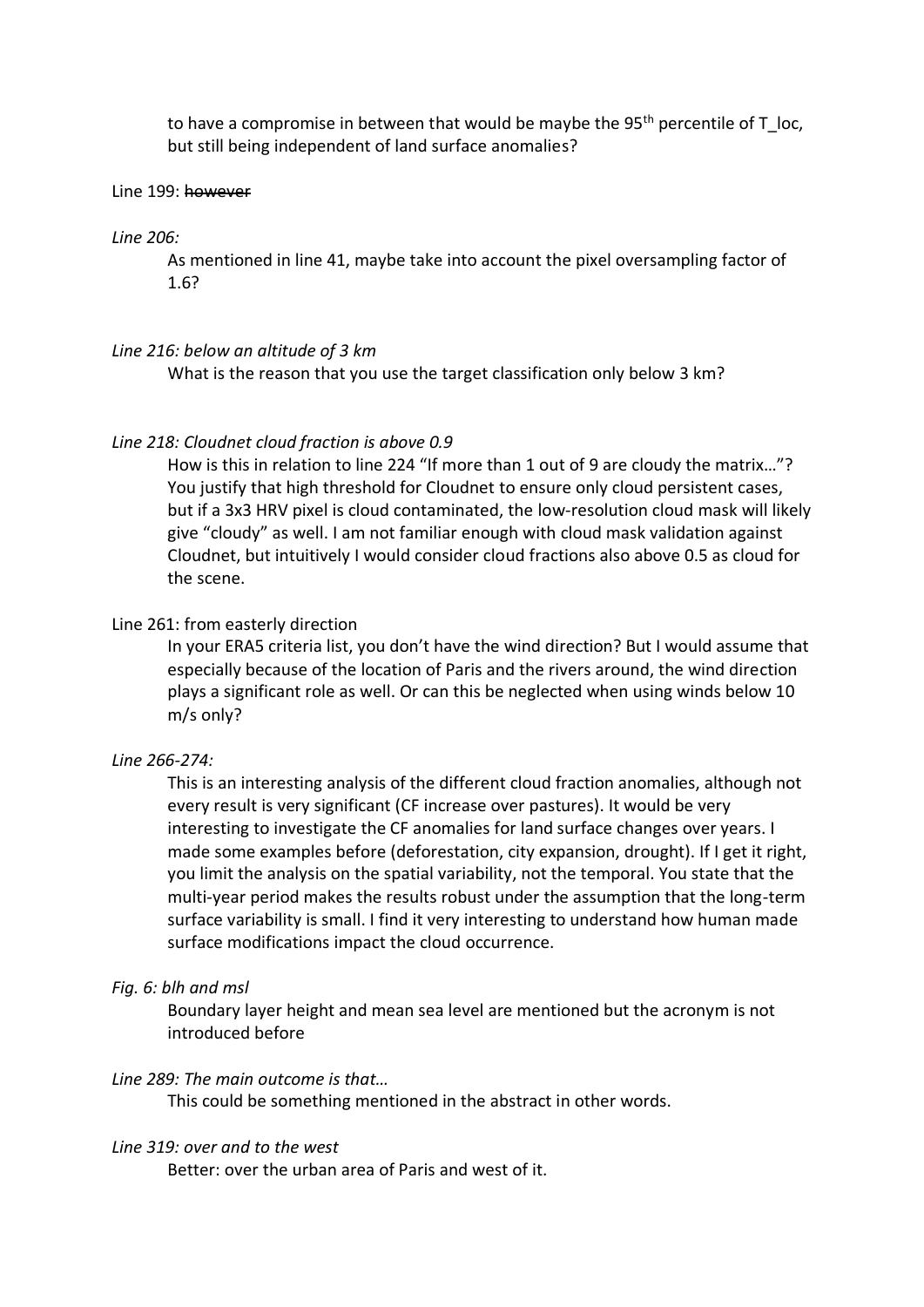to have a compromise in between that would be maybe the 95th percentile of T_loc, but still being independent of land surface anomalies?

Line 199: ~~however~~

*Line 206:*

As mentioned in line 41, maybe take into account the pixel oversampling factor of 1.6?

*Line 216: below an altitude of 3 km*

What is the reason that you use the target classification only below 3 km?

*Line 218: Cloudnet cloud fraction is above 0.9*

How is this in relation to line 224 "If more than 1 out of 9 are cloudy the matrix…"? You justify that high threshold for Cloudnet to ensure only cloud persistent cases, but if a 3x3 HRV pixel is cloud contaminated, the low-resolution cloud mask will likely give "cloudy" as well. I am not familiar enough with cloud mask validation against Cloudnet, but intuitively I would consider cloud fractions also above 0.5 as cloud for the scene.

Line 261: from easterly direction

In your ERA5 criteria list, you don't have the wind direction? But I would assume that especially because of the location of Paris and the rivers around, the wind direction plays a significant role as well. Or can this be neglected when using winds below 10 m/s only?

*Line 266-274:*

This is an interesting analysis of the different cloud fraction anomalies, although not every result is very significant (CF increase over pastures). It would be very interesting to investigate the CF anomalies for land surface changes over years. I made some examples before (deforestation, city expansion, drought). If I get it right, you limit the analysis on the spatial variability, not the temporal. You state that the multi-year period makes the results robust under the assumption that the long-term surface variability is small. I find it very interesting to understand how human made surface modifications impact the cloud occurrence.

*Fig. 6: blh and msl*

Boundary layer height and mean sea level are mentioned but the acronym is not introduced before

*Line 289: The main outcome is that…*

This could be something mentioned in the abstract in other words.

*Line 319: over and to the west*

Better: over the urban area of Paris and west of it.